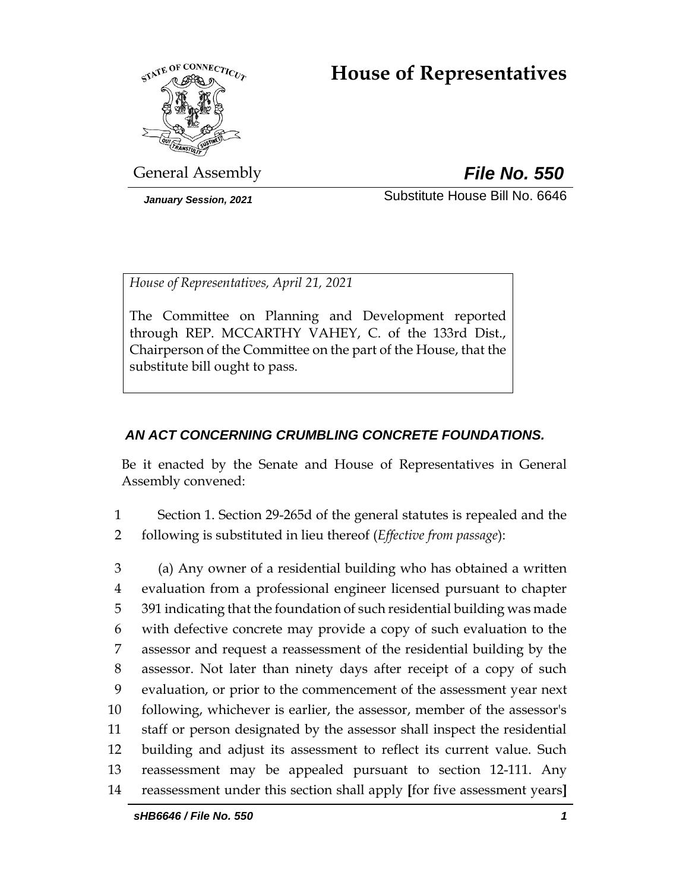# House of Representatives

General Assembly **_File No. 550_**

*January Session, 2021* Substitute House Bill No. 6646

*House of Representatives, April 21, 2021*

The Committee on Planning and Development reported through REP. MCCARTHY VAHEY, C. of the 133rd Dist., Chairperson of the Committee on the part of the House, that the substitute bill ought to pass.

***AN ACT CONCERNING CRUMBLING CONCRETE FOUNDATIONS.***

Be it enacted by the Senate and House of Representatives in General Assembly convened:

1 Section 1. Section 29-265d of the general statutes is repealed and the
2 following is substituted in lieu thereof (*Effective from passage*):

3 (a) Any owner of a residential building who has obtained a written
4 evaluation from a professional engineer licensed pursuant to chapter
5 391 indicating that the foundation of such residential building was made
6 with defective concrete may provide a copy of such evaluation to the
7 assessor and request a reassessment of the residential building by the
8 assessor. Not later than ninety days after receipt of a copy of such
9 evaluation, or prior to the commencement of the assessment year next
10 following, whichever is earlier, the assessor, member of the assessor's
11 staff or person designated by the assessor shall inspect the residential
12 building and adjust its assessment to reflect its current value. Such
13 reassessment may be appealed pursuant to section 12-111. Any
14 reassessment under this section shall apply **[**for five assessment years**]**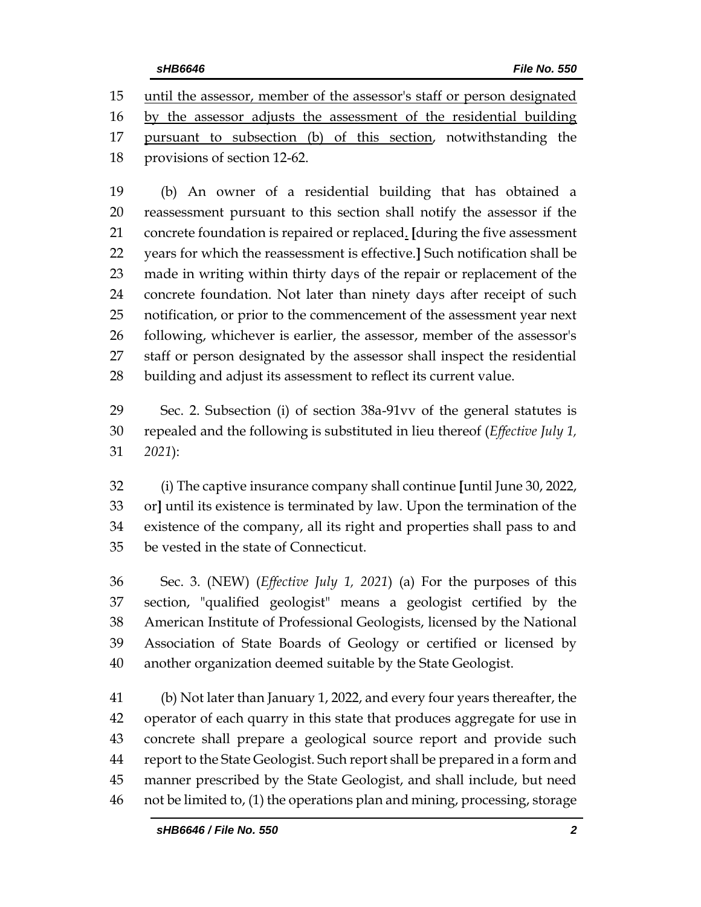until the assessor, member of the assessor's staff or person designated by the assessor adjusts the assessment of the residential building pursuant to subsection (b) of this section, notwithstanding the provisions of section 12-62.

(b) An owner of a residential building that has obtained a reassessment pursuant to this section shall notify the assessor if the concrete foundation is repaired or replaced. **[**during the five assessment years for which the reassessment is effective.**]** Such notification shall be made in writing within thirty days of the repair or replacement of the concrete foundation. Not later than ninety days after receipt of such notification, or prior to the commencement of the assessment year next following, whichever is earlier, the assessor, member of the assessor's staff or person designated by the assessor shall inspect the residential building and adjust its assessment to reflect its current value.

Sec. 2. Subsection (i) of section 38a-91vv of the general statutes is repealed and the following is substituted in lieu thereof (*Effective July 1, 2021*):

(i) The captive insurance company shall continue **[**until June 30, 2022, or**]** until its existence is terminated by law. Upon the termination of the existence of the company, all its right and properties shall pass to and be vested in the state of Connecticut.

Sec. 3. (NEW) (*Effective July 1, 2021*) (a) For the purposes of this section, "qualified geologist" means a geologist certified by the American Institute of Professional Geologists, licensed by the National Association of State Boards of Geology or certified or licensed by another organization deemed suitable by the State Geologist.

(b) Not later than January 1, 2022, and every four years thereafter, the operator of each quarry in this state that produces aggregate for use in concrete shall prepare a geological source report and provide such report to the State Geologist. Such report shall be prepared in a form and manner prescribed by the State Geologist, and shall include, but need not be limited to, (1) the operations plan and mining, processing, storage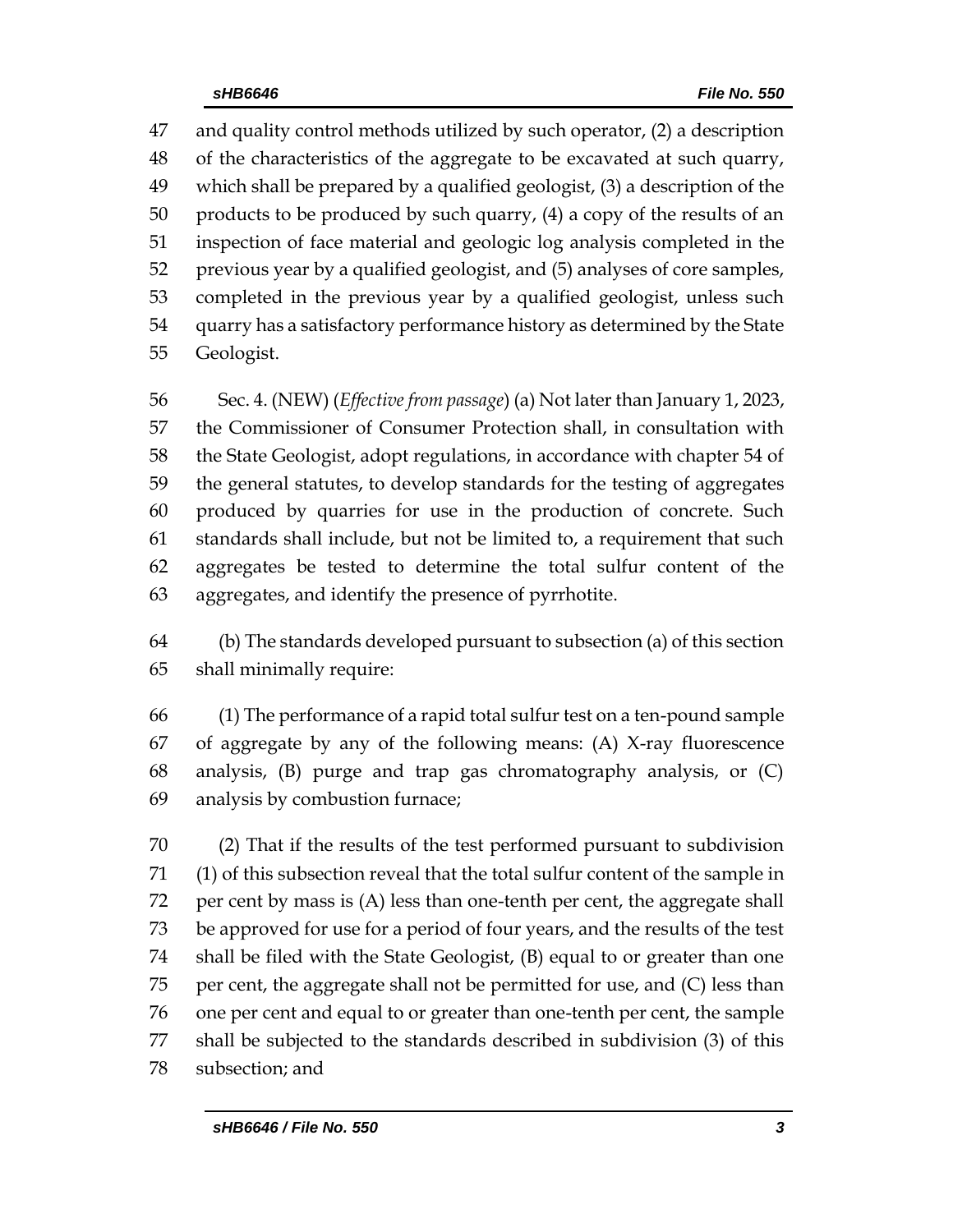and quality control methods utilized by such operator, (2) a description of the characteristics of the aggregate to be excavated at such quarry, which shall be prepared by a qualified geologist, (3) a description of the products to be produced by such quarry, (4) a copy of the results of an inspection of face material and geologic log analysis completed in the previous year by a qualified geologist, and (5) analyses of core samples, completed in the previous year by a qualified geologist, unless such quarry has a satisfactory performance history as determined by the State Geologist.

Sec. 4. (NEW) (*Effective from passage*) (a) Not later than January 1, 2023, the Commissioner of Consumer Protection shall, in consultation with the State Geologist, adopt regulations, in accordance with chapter 54 of the general statutes, to develop standards for the testing of aggregates produced by quarries for use in the production of concrete. Such standards shall include, but not be limited to, a requirement that such aggregates be tested to determine the total sulfur content of the aggregates, and identify the presence of pyrrhotite.

(b) The standards developed pursuant to subsection (a) of this section shall minimally require:

(1) The performance of a rapid total sulfur test on a ten-pound sample of aggregate by any of the following means: (A) X-ray fluorescence analysis, (B) purge and trap gas chromatography analysis, or (C) analysis by combustion furnace;

(2) That if the results of the test performed pursuant to subdivision (1) of this subsection reveal that the total sulfur content of the sample in per cent by mass is (A) less than one-tenth per cent, the aggregate shall be approved for use for a period of four years, and the results of the test shall be filed with the State Geologist, (B) equal to or greater than one per cent, the aggregate shall not be permitted for use, and (C) less than one per cent and equal to or greater than one-tenth per cent, the sample shall be subjected to the standards described in subdivision (3) of this subsection; and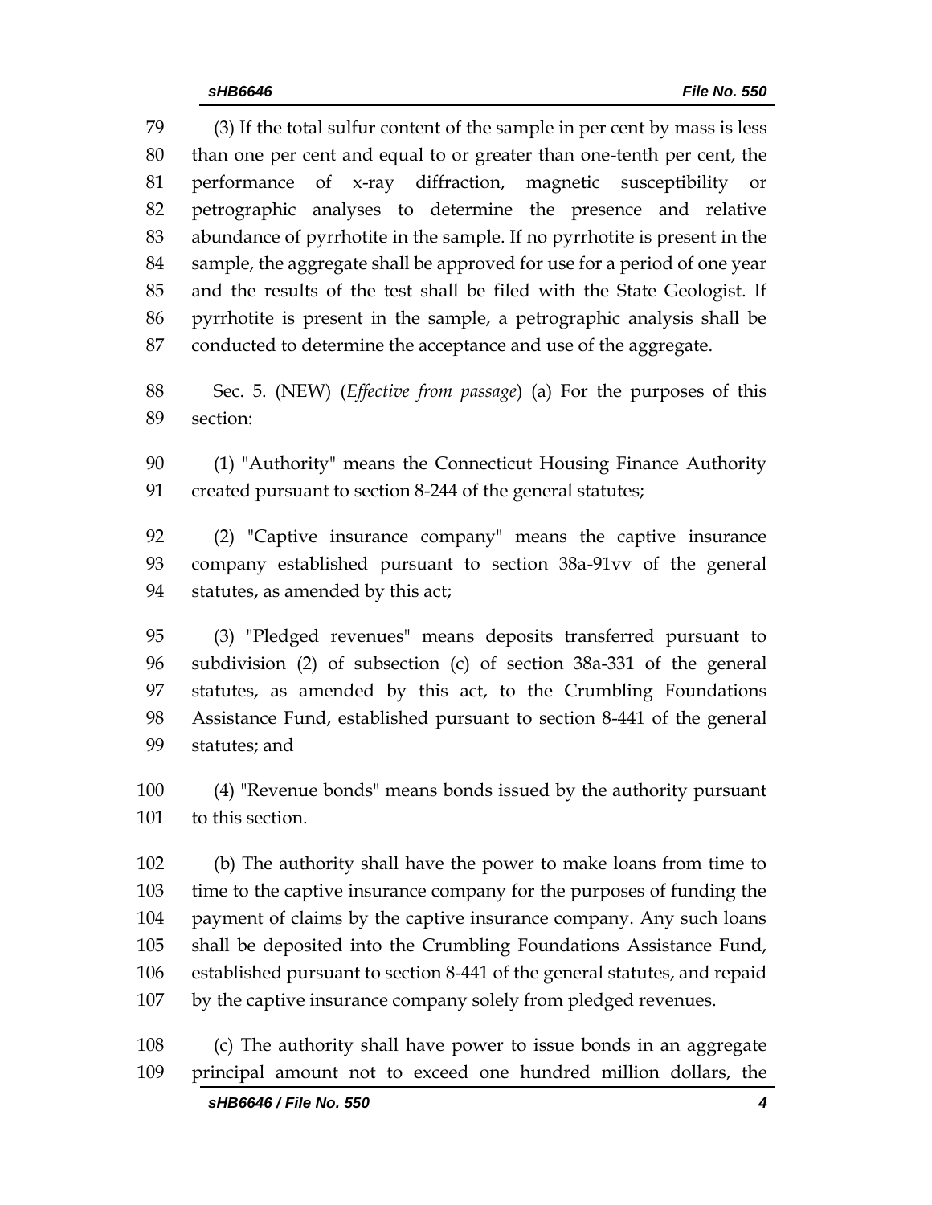(3) If the total sulfur content of the sample in per cent by mass is less than one per cent and equal to or greater than one-tenth per cent, the performance of x-ray diffraction, magnetic susceptibility or petrographic analyses to determine the presence and relative abundance of pyrrhotite in the sample. If no pyrrhotite is present in the sample, the aggregate shall be approved for use for a period of one year and the results of the test shall be filed with the State Geologist. If pyrrhotite is present in the sample, a petrographic analysis shall be conducted to determine the acceptance and use of the aggregate.

Sec. 5. (NEW) (*Effective from passage*) (a) For the purposes of this section:

(1) "Authority" means the Connecticut Housing Finance Authority created pursuant to section 8-244 of the general statutes;

(2) "Captive insurance company" means the captive insurance company established pursuant to section 38a-91vv of the general statutes, as amended by this act;

(3) "Pledged revenues" means deposits transferred pursuant to subdivision (2) of subsection (c) of section 38a-331 of the general statutes, as amended by this act, to the Crumbling Foundations Assistance Fund, established pursuant to section 8-441 of the general statutes; and

(4) "Revenue bonds" means bonds issued by the authority pursuant to this section.

(b) The authority shall have the power to make loans from time to time to the captive insurance company for the purposes of funding the payment of claims by the captive insurance company. Any such loans shall be deposited into the Crumbling Foundations Assistance Fund, established pursuant to section 8-441 of the general statutes, and repaid by the captive insurance company solely from pledged revenues.

(c) The authority shall have power to issue bonds in an aggregate principal amount not to exceed one hundred million dollars, the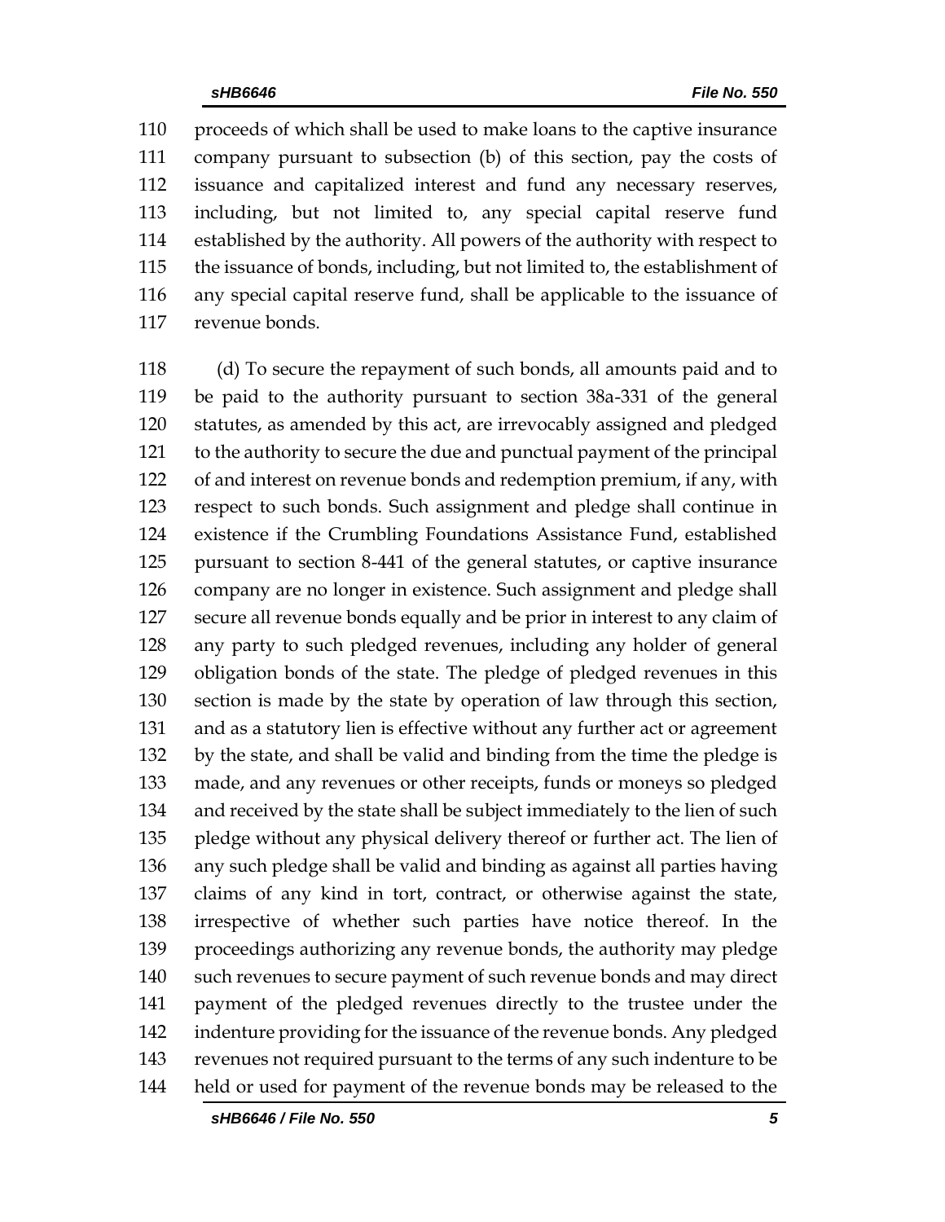proceeds of which shall be used to make loans to the captive insurance company pursuant to subsection (b) of this section, pay the costs of issuance and capitalized interest and fund any necessary reserves, including, but not limited to, any special capital reserve fund established by the authority. All powers of the authority with respect to the issuance of bonds, including, but not limited to, the establishment of any special capital reserve fund, shall be applicable to the issuance of revenue bonds.

(d) To secure the repayment of such bonds, all amounts paid and to be paid to the authority pursuant to section 38a-331 of the general statutes, as amended by this act, are irrevocably assigned and pledged to the authority to secure the due and punctual payment of the principal of and interest on revenue bonds and redemption premium, if any, with respect to such bonds. Such assignment and pledge shall continue in existence if the Crumbling Foundations Assistance Fund, established pursuant to section 8-441 of the general statutes, or captive insurance company are no longer in existence. Such assignment and pledge shall secure all revenue bonds equally and be prior in interest to any claim of any party to such pledged revenues, including any holder of general obligation bonds of the state. The pledge of pledged revenues in this section is made by the state by operation of law through this section, and as a statutory lien is effective without any further act or agreement by the state, and shall be valid and binding from the time the pledge is made, and any revenues or other receipts, funds or moneys so pledged and received by the state shall be subject immediately to the lien of such pledge without any physical delivery thereof or further act. The lien of any such pledge shall be valid and binding as against all parties having claims of any kind in tort, contract, or otherwise against the state, irrespective of whether such parties have notice thereof. In the proceedings authorizing any revenue bonds, the authority may pledge such revenues to secure payment of such revenue bonds and may direct payment of the pledged revenues directly to the trustee under the indenture providing for the issuance of the revenue bonds. Any pledged revenues not required pursuant to the terms of any such indenture to be held or used for payment of the revenue bonds may be released to the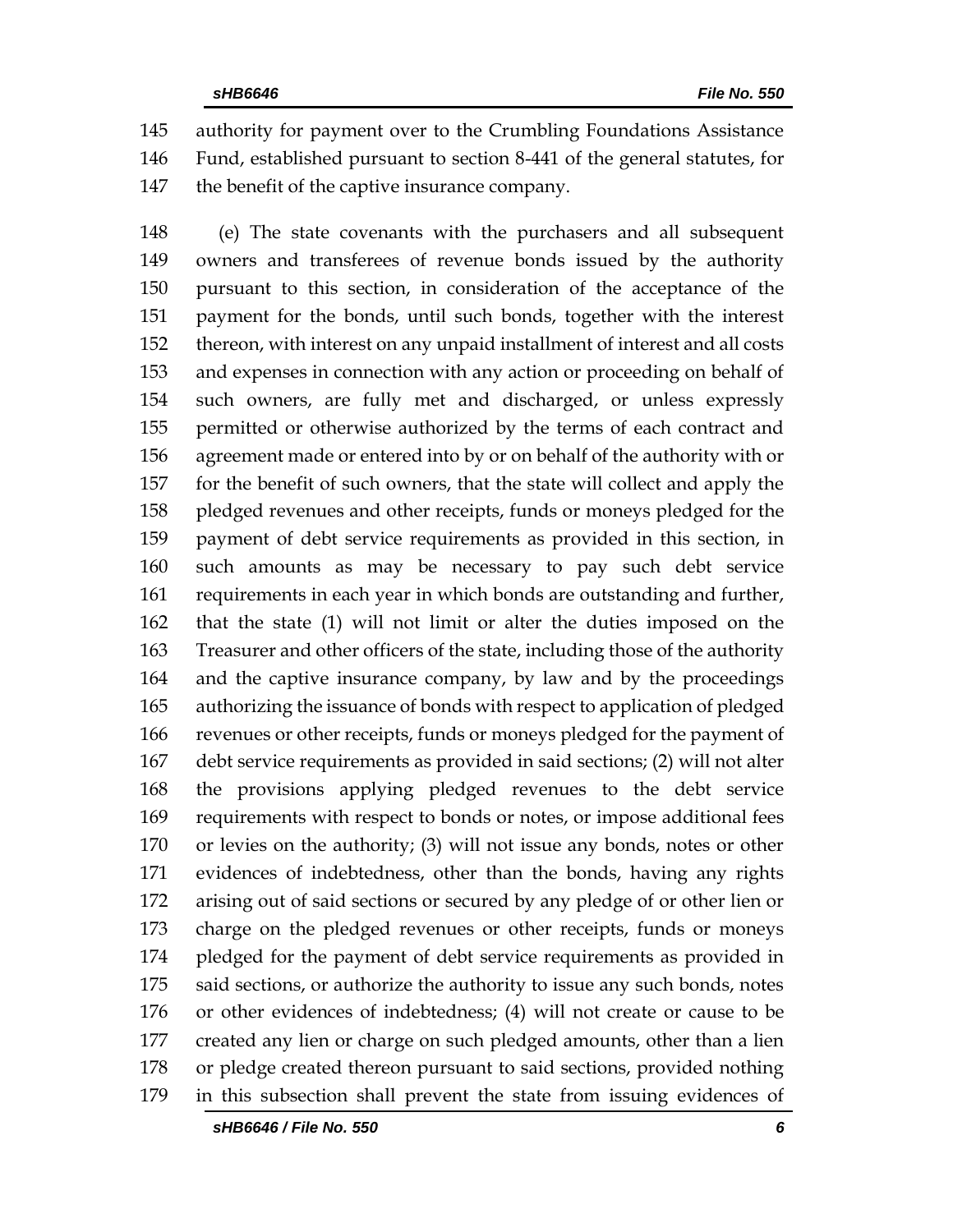authority for payment over to the Crumbling Foundations Assistance Fund, established pursuant to section 8-441 of the general statutes, for the benefit of the captive insurance company.

(e) The state covenants with the purchasers and all subsequent owners and transferees of revenue bonds issued by the authority pursuant to this section, in consideration of the acceptance of the payment for the bonds, until such bonds, together with the interest thereon, with interest on any unpaid installment of interest and all costs and expenses in connection with any action or proceeding on behalf of such owners, are fully met and discharged, or unless expressly permitted or otherwise authorized by the terms of each contract and agreement made or entered into by or on behalf of the authority with or for the benefit of such owners, that the state will collect and apply the pledged revenues and other receipts, funds or moneys pledged for the payment of debt service requirements as provided in this section, in such amounts as may be necessary to pay such debt service requirements in each year in which bonds are outstanding and further, that the state (1) will not limit or alter the duties imposed on the Treasurer and other officers of the state, including those of the authority and the captive insurance company, by law and by the proceedings authorizing the issuance of bonds with respect to application of pledged revenues or other receipts, funds or moneys pledged for the payment of debt service requirements as provided in said sections; (2) will not alter the provisions applying pledged revenues to the debt service requirements with respect to bonds or notes, or impose additional fees or levies on the authority; (3) will not issue any bonds, notes or other evidences of indebtedness, other than the bonds, having any rights arising out of said sections or secured by any pledge of or other lien or charge on the pledged revenues or other receipts, funds or moneys pledged for the payment of debt service requirements as provided in said sections, or authorize the authority to issue any such bonds, notes or other evidences of indebtedness; (4) will not create or cause to be created any lien or charge on such pledged amounts, other than a lien or pledge created thereon pursuant to said sections, provided nothing in this subsection shall prevent the state from issuing evidences of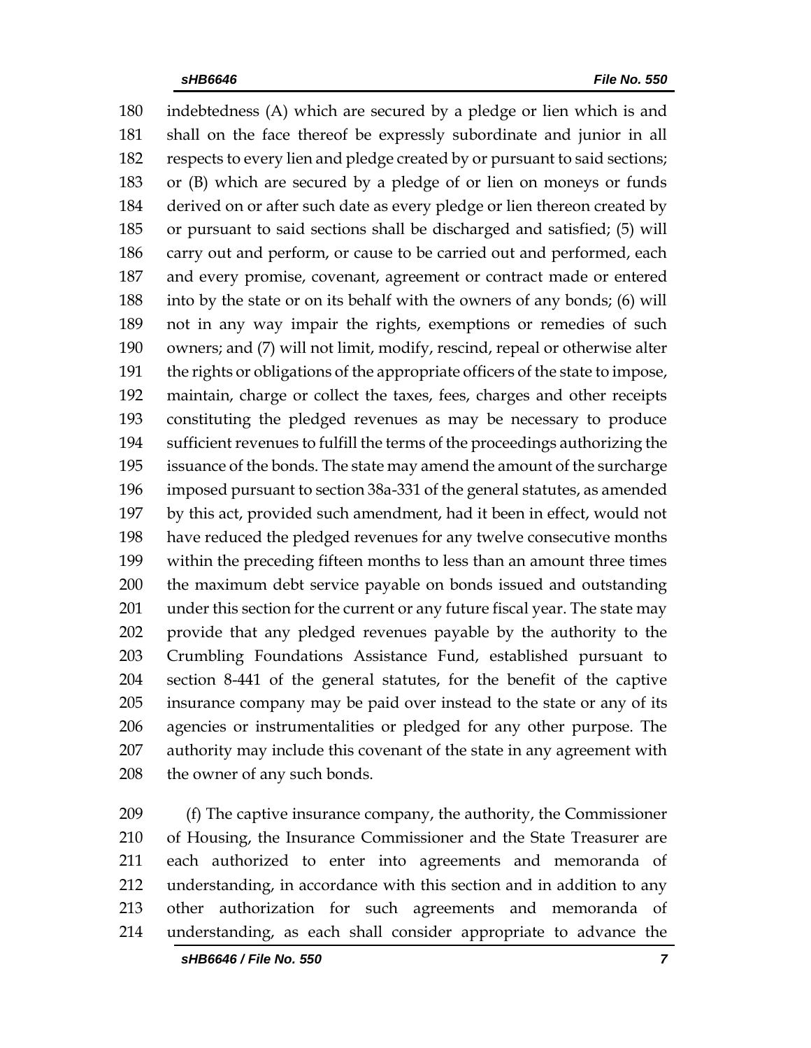indebtedness (A) which are secured by a pledge or lien which is and shall on the face thereof be expressly subordinate and junior in all respects to every lien and pledge created by or pursuant to said sections; or (B) which are secured by a pledge of or lien on moneys or funds derived on or after such date as every pledge or lien thereon created by or pursuant to said sections shall be discharged and satisfied; (5) will carry out and perform, or cause to be carried out and performed, each and every promise, covenant, agreement or contract made or entered into by the state or on its behalf with the owners of any bonds; (6) will not in any way impair the rights, exemptions or remedies of such owners; and (7) will not limit, modify, rescind, repeal or otherwise alter the rights or obligations of the appropriate officers of the state to impose, maintain, charge or collect the taxes, fees, charges and other receipts constituting the pledged revenues as may be necessary to produce sufficient revenues to fulfill the terms of the proceedings authorizing the issuance of the bonds. The state may amend the amount of the surcharge imposed pursuant to section 38a-331 of the general statutes, as amended by this act, provided such amendment, had it been in effect, would not have reduced the pledged revenues for any twelve consecutive months within the preceding fifteen months to less than an amount three times the maximum debt service payable on bonds issued and outstanding under this section for the current or any future fiscal year. The state may provide that any pledged revenues payable by the authority to the Crumbling Foundations Assistance Fund, established pursuant to section 8-441 of the general statutes, for the benefit of the captive insurance company may be paid over instead to the state or any of its agencies or instrumentalities or pledged for any other purpose. The authority may include this covenant of the state in any agreement with the owner of any such bonds.

(f) The captive insurance company, the authority, the Commissioner of Housing, the Insurance Commissioner and the State Treasurer are each authorized to enter into agreements and memoranda of understanding, in accordance with this section and in addition to any other authorization for such agreements and memoranda of understanding, as each shall consider appropriate to advance the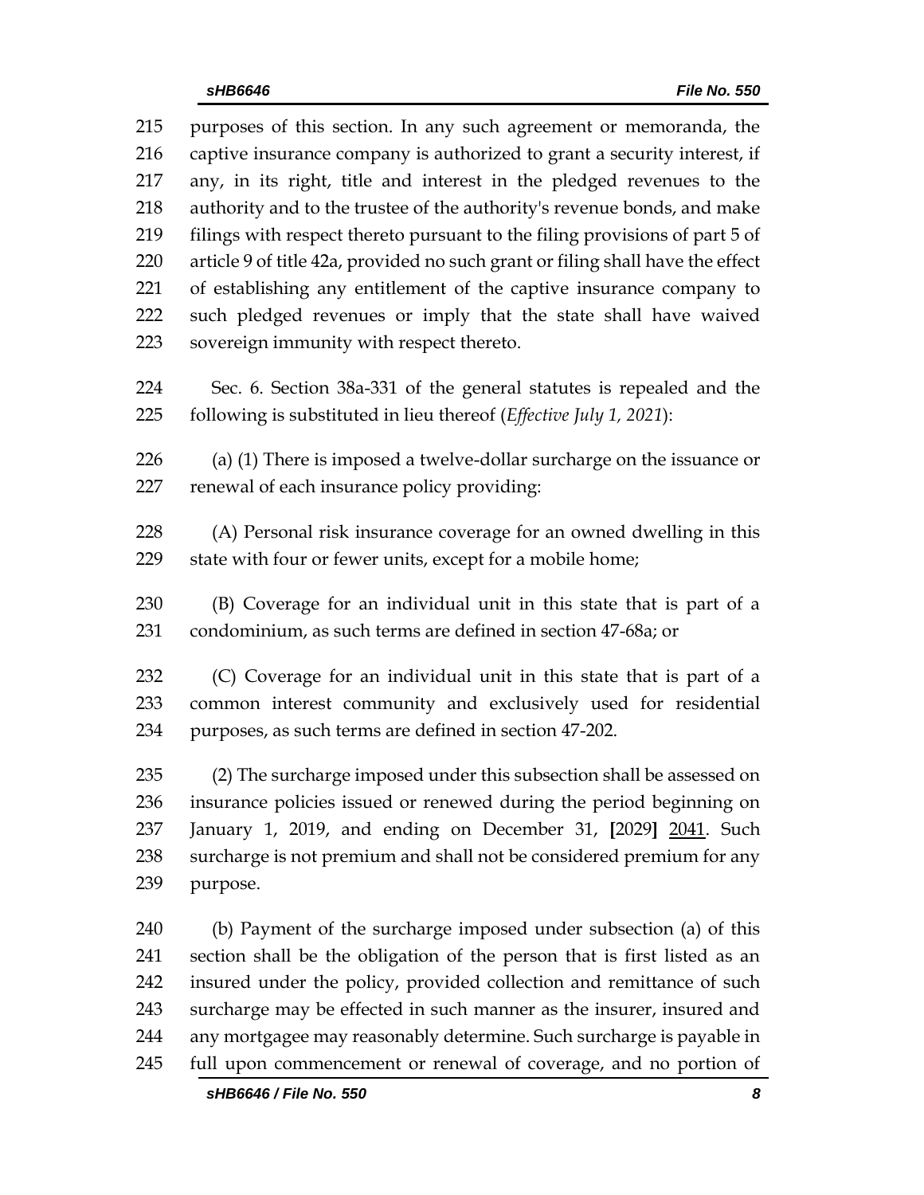215 purposes of this section. In any such agreement or memoranda, the
216 captive insurance company is authorized to grant a security interest, if
217 any, in its right, title and interest in the pledged revenues to the
218 authority and to the trustee of the authority's revenue bonds, and make
219 filings with respect thereto pursuant to the filing provisions of part 5 of
220 article 9 of title 42a, provided no such grant or filing shall have the effect
221 of establishing any entitlement of the captive insurance company to
222 such pledged revenues or imply that the state shall have waived
223 sovereign immunity with respect thereto.

224 Sec. 6. Section 38a-331 of the general statutes is repealed and the
225 following is substituted in lieu thereof (*Effective July 1, 2021*):

226 (a) (1) There is imposed a twelve-dollar surcharge on the issuance or
227 renewal of each insurance policy providing:

228 (A) Personal risk insurance coverage for an owned dwelling in this
229 state with four or fewer units, except for a mobile home;

230 (B) Coverage for an individual unit in this state that is part of a
231 condominium, as such terms are defined in section 47-68a; or

232 (C) Coverage for an individual unit in this state that is part of a
233 common interest community and exclusively used for residential
234 purposes, as such terms are defined in section 47-202.

235 (2) The surcharge imposed under this subsection shall be assessed on
236 insurance policies issued or renewed during the period beginning on
237 January 1, 2019, and ending on December 31, **[**2029**]** <u>2041</u>. Such
238 surcharge is not premium and shall not be considered premium for any
239 purpose.

240 (b) Payment of the surcharge imposed under subsection (a) of this
241 section shall be the obligation of the person that is first listed as an
242 insured under the policy, provided collection and remittance of such
243 surcharge may be effected in such manner as the insurer, insured and
244 any mortgagee may reasonably determine. Such surcharge is payable in
245 full upon commencement or renewal of coverage, and no portion of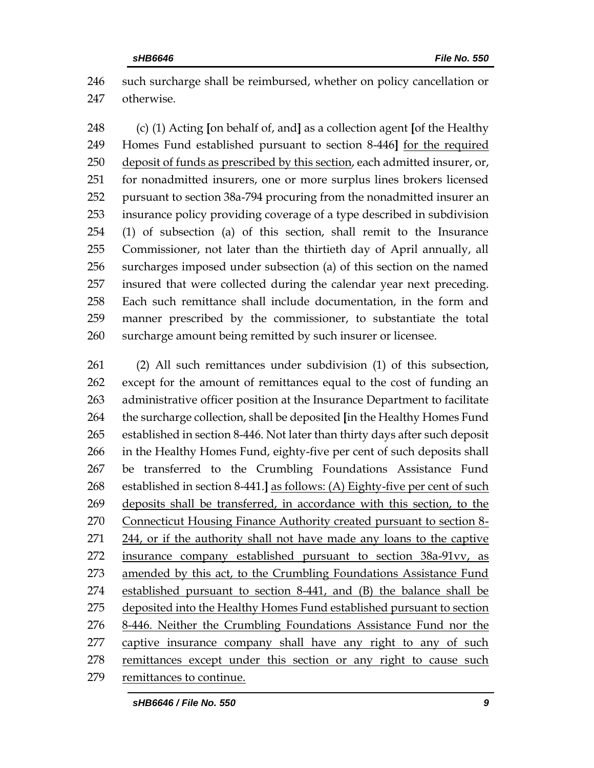246 such surcharge shall be reimbursed, whether on policy cancellation or
247 otherwise.

248 (c) (1) Acting [on behalf of, and] as a collection agent [of the Healthy
249 Homes Fund established pursuant to section 8-446] <u>for the required</u>
250 <u>deposit of funds as prescribed by this section</u>, each admitted insurer, or,
251 for nonadmitted insurers, one or more surplus lines brokers licensed
252 pursuant to section 38a-794 procuring from the nonadmitted insurer an
253 insurance policy providing coverage of a type described in subdivision
254 (1) of subsection (a) of this section, shall remit to the Insurance
255 Commissioner, not later than the thirtieth day of April annually, all
256 surcharges imposed under subsection (a) of this section on the named
257 insured that were collected during the calendar year next preceding.
258 Each such remittance shall include documentation, in the form and
259 manner prescribed by the commissioner, to substantiate the total
260 surcharge amount being remitted by such insurer or licensee.

261 (2) All such remittances under subdivision (1) of this subsection,
262 except for the amount of remittances equal to the cost of funding an
263 administrative officer position at the Insurance Department to facilitate
264 the surcharge collection, shall be deposited [in the Healthy Homes Fund
265 established in section 8-446. Not later than thirty days after such deposit
266 in the Healthy Homes Fund, eighty-five per cent of such deposits shall
267 be transferred to the Crumbling Foundations Assistance Fund
268 established in section 8-441.] <u>as follows: (A) Eighty-five per cent of such</u>
269 <u>deposits shall be transferred, in accordance with this section, to the</u>
270 <u>Connecticut Housing Finance Authority created pursuant to section 8-</u>
271 <u>244, or if the authority shall not have made any loans to the captive</u>
272 <u>insurance company established pursuant to section 38a-91vv, as</u>
273 <u>amended by this act, to the Crumbling Foundations Assistance Fund</u>
274 <u>established pursuant to section 8-441, and (B) the balance shall be</u>
275 <u>deposited into the Healthy Homes Fund established pursuant to section</u>
276 <u>8-446. Neither the Crumbling Foundations Assistance Fund nor the</u>
277 <u>captive insurance company shall have any right to any of such</u>
278 <u>remittances except under this section or any right to cause such</u>
279 <u>remittances to continue.</u>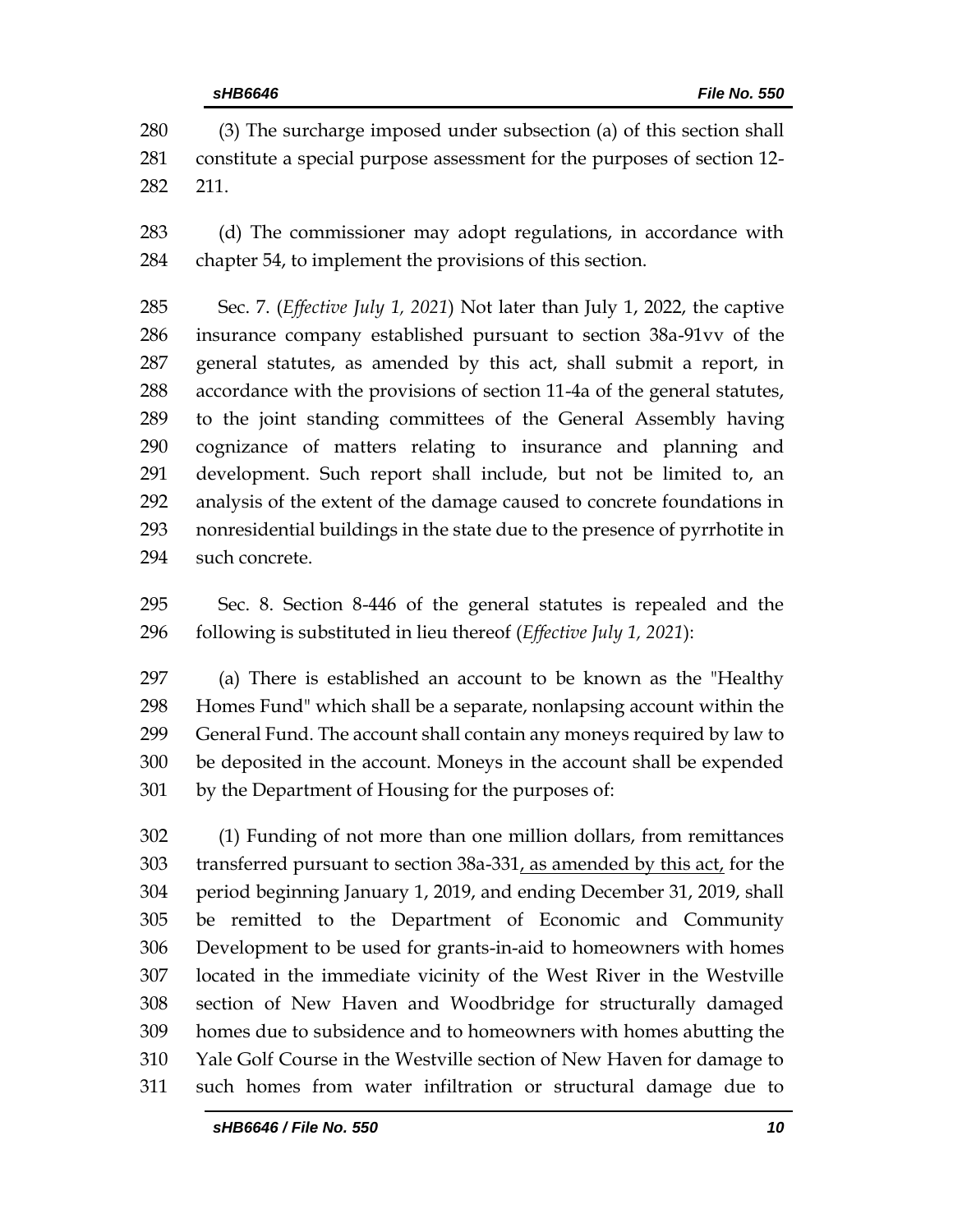(3) The surcharge imposed under subsection (a) of this section shall constitute a special purpose assessment for the purposes of section 12-211.

(d) The commissioner may adopt regulations, in accordance with chapter 54, to implement the provisions of this section.

Sec. 7. (*Effective July 1, 2021*) Not later than July 1, 2022, the captive insurance company established pursuant to section 38a-91vv of the general statutes, as amended by this act, shall submit a report, in accordance with the provisions of section 11-4a of the general statutes, to the joint standing committees of the General Assembly having cognizance of matters relating to insurance and planning and development. Such report shall include, but not be limited to, an analysis of the extent of the damage caused to concrete foundations in nonresidential buildings in the state due to the presence of pyrrhotite in such concrete.

Sec. 8. Section 8-446 of the general statutes is repealed and the following is substituted in lieu thereof (*Effective July 1, 2021*):

(a) There is established an account to be known as the "Healthy Homes Fund" which shall be a separate, nonlapsing account within the General Fund. The account shall contain any moneys required by law to be deposited in the account. Moneys in the account shall be expended by the Department of Housing for the purposes of:

(1) Funding of not more than one million dollars, from remittances transferred pursuant to section 38a-331, as amended by this act, for the period beginning January 1, 2019, and ending December 31, 2019, shall be remitted to the Department of Economic and Community Development to be used for grants-in-aid to homeowners with homes located in the immediate vicinity of the West River in the Westville section of New Haven and Woodbridge for structurally damaged homes due to subsidence and to homeowners with homes abutting the Yale Golf Course in the Westville section of New Haven for damage to such homes from water infiltration or structural damage due to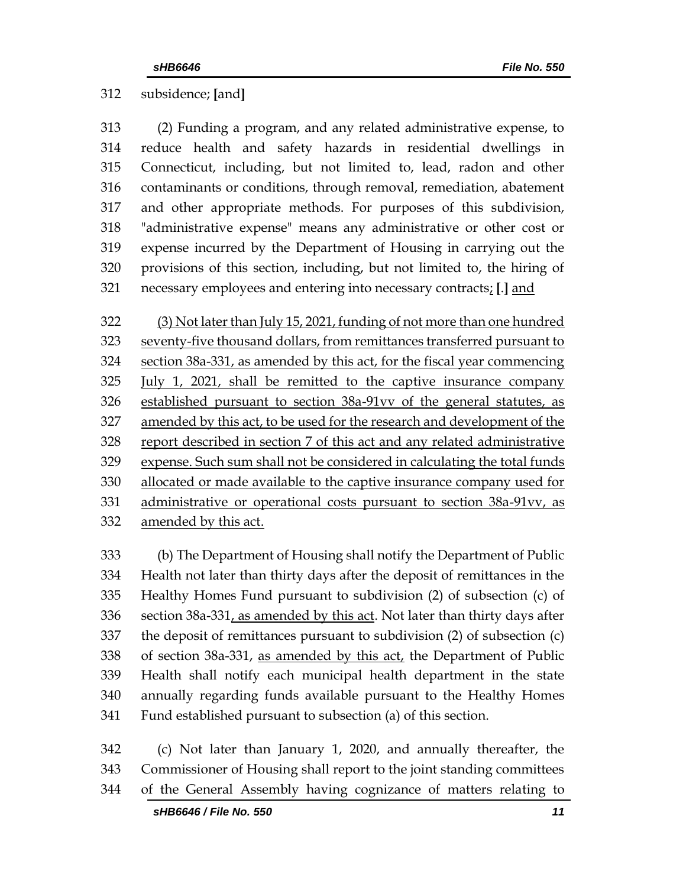subsidence; [and]

(2) Funding a program, and any related administrative expense, to reduce health and safety hazards in residential dwellings in Connecticut, including, but not limited to, lead, radon and other contaminants or conditions, through removal, remediation, abatement and other appropriate methods. For purposes of this subdivision, "administrative expense" means any administrative or other cost or expense incurred by the Department of Housing in carrying out the provisions of this section, including, but not limited to, the hiring of necessary employees and entering into necessary contracts; [.] and

(3) Not later than July 15, 2021, funding of not more than one hundred seventy-five thousand dollars, from remittances transferred pursuant to section 38a-331, as amended by this act, for the fiscal year commencing July 1, 2021, shall be remitted to the captive insurance company established pursuant to section 38a-91vv of the general statutes, as amended by this act, to be used for the research and development of the report described in section 7 of this act and any related administrative expense. Such sum shall not be considered in calculating the total funds allocated or made available to the captive insurance company used for administrative or operational costs pursuant to section 38a-91vv, as amended by this act.

(b) The Department of Housing shall notify the Department of Public Health not later than thirty days after the deposit of remittances in the Healthy Homes Fund pursuant to subdivision (2) of subsection (c) of section 38a-331, as amended by this act. Not later than thirty days after the deposit of remittances pursuant to subdivision (2) of subsection (c) of section 38a-331, as amended by this act, the Department of Public Health shall notify each municipal health department in the state annually regarding funds available pursuant to the Healthy Homes Fund established pursuant to subsection (a) of this section.

(c) Not later than January 1, 2020, and annually thereafter, the Commissioner of Housing shall report to the joint standing committees of the General Assembly having cognizance of matters relating to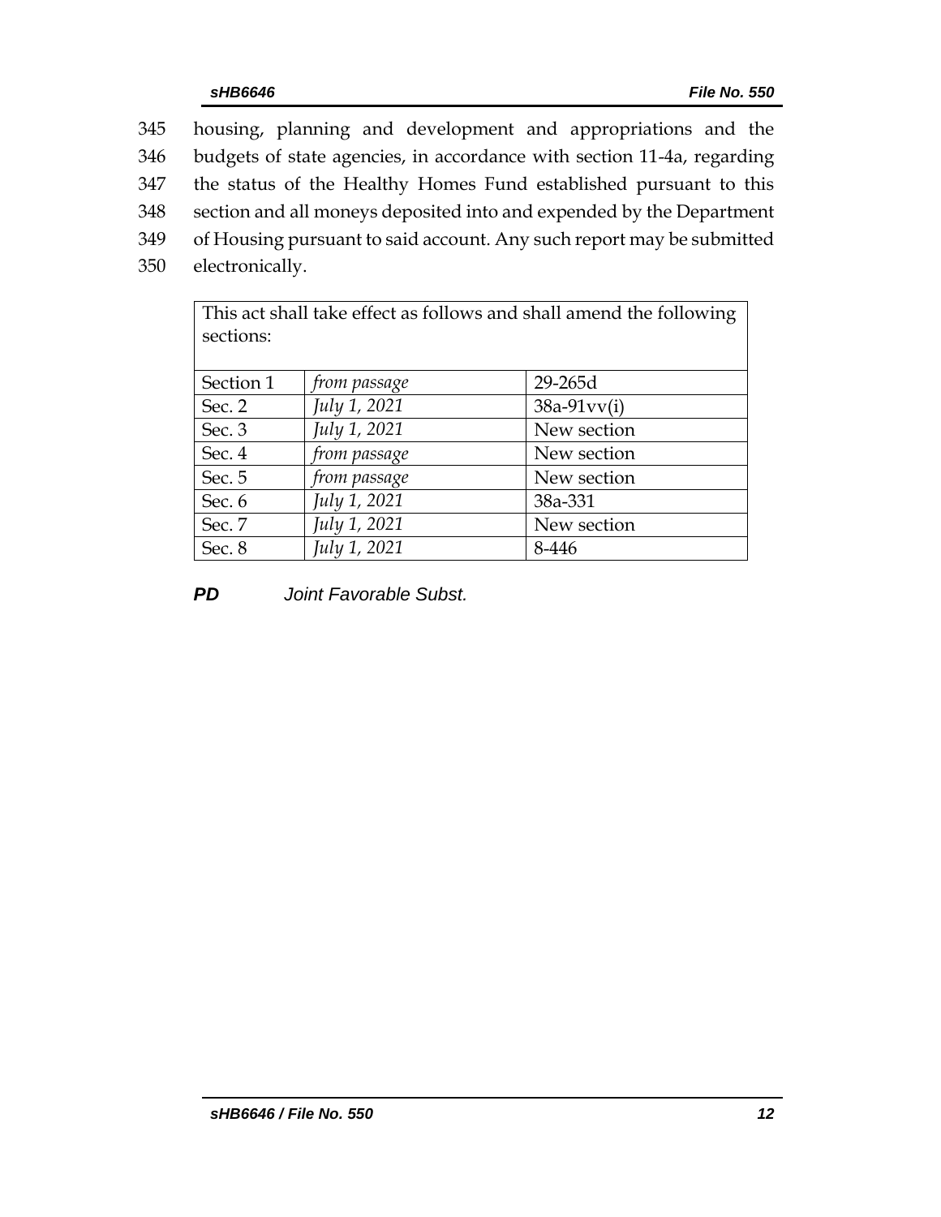345 housing, planning and development and appropriations and the
346 budgets of state agencies, in accordance with section 11-4a, regarding
347 the status of the Healthy Homes Fund established pursuant to this
348 section and all moneys deposited into and expended by the Department
349 of Housing pursuant to said account. Any such report may be submitted
350 electronically.

| This act shall take effect as follows and shall amend the following sections: | | |
|---|---|---|
| Section 1 | *from passage* | 29-265d |
| Sec. 2 | *July 1, 2021* | 38a-91vv(i) |
| Sec. 3 | *July 1, 2021* | New section |
| Sec. 4 | *from passage* | New section |
| Sec. 5 | *from passage* | New section |
| Sec. 6 | *July 1, 2021* | 38a-331 |
| Sec. 7 | *July 1, 2021* | New section |
| Sec. 8 | *July 1, 2021* | 8-446 |

***PD*** *Joint Favorable Subst.*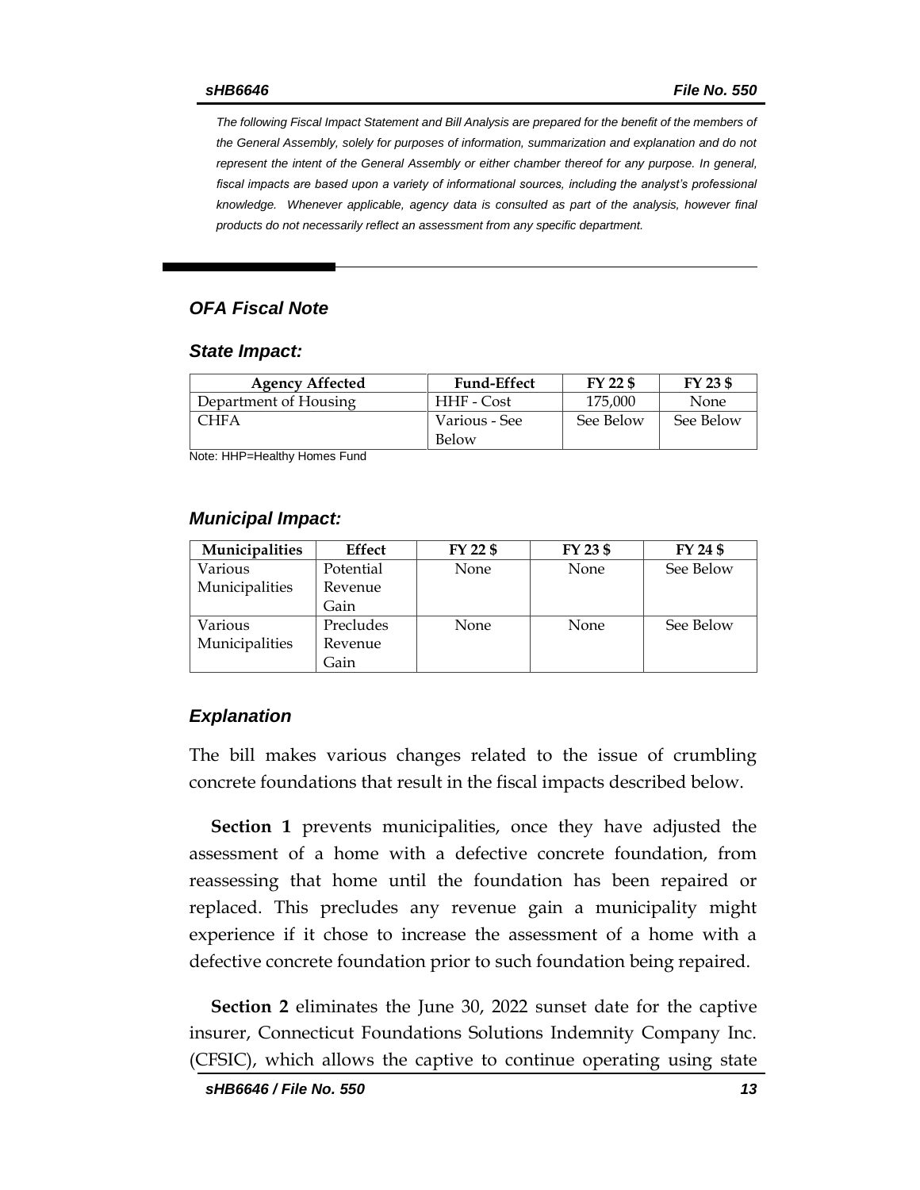*The following Fiscal Impact Statement and Bill Analysis are prepared for the benefit of the members of the General Assembly, solely for purposes of information, summarization and explanation and do not represent the intent of the General Assembly or either chamber thereof for any purpose. In general, fiscal impacts are based upon a variety of informational sources, including the analyst's professional knowledge. Whenever applicable, agency data is consulted as part of the analysis, however final products do not necessarily reflect an assessment from any specific department.*

## *OFA Fiscal Note*

### *State Impact:*

| Agency Affected | Fund-Effect | FY 22 $ | FY 23 $ |
|---|---|---|---|
| Department of Housing | HHF - Cost | 175,000 | None |
| CHFA | Various - See Below | See Below | See Below |

Note: HHP=Healthy Homes Fund

### *Municipal Impact:*

| Municipalities | Effect | FY 22 $ | FY 23 $ | FY 24 $ |
|---|---|---|---|---|
| Various Municipalities | Potential Revenue Gain | None | None | See Below |
| Various Municipalities | Precludes Revenue Gain | None | None | See Below |

### *Explanation*

The bill makes various changes related to the issue of crumbling concrete foundations that result in the fiscal impacts described below.

**Section 1** prevents municipalities, once they have adjusted the assessment of a home with a defective concrete foundation, from reassessing that home until the foundation has been repaired or replaced. This precludes any revenue gain a municipality might experience if it chose to increase the assessment of a home with a defective concrete foundation prior to such foundation being repaired.

**Section 2** eliminates the June 30, 2022 sunset date for the captive insurer, Connecticut Foundations Solutions Indemnity Company Inc. (CFSIC), which allows the captive to continue operating using state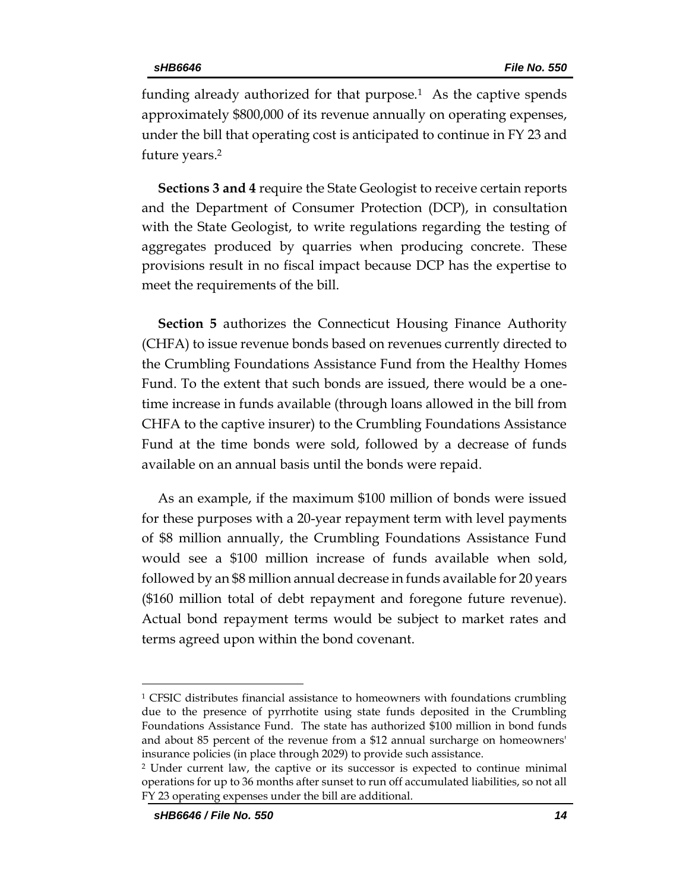funding already authorized for that purpose.[1] As the captive spends approximately $800,000 of its revenue annually on operating expenses, under the bill that operating cost is anticipated to continue in FY 23 and future years.[2]

**Sections 3 and 4** require the State Geologist to receive certain reports and the Department of Consumer Protection (DCP), in consultation with the State Geologist, to write regulations regarding the testing of aggregates produced by quarries when producing concrete. These provisions result in no fiscal impact because DCP has the expertise to meet the requirements of the bill.

**Section 5** authorizes the Connecticut Housing Finance Authority (CHFA) to issue revenue bonds based on revenues currently directed to the Crumbling Foundations Assistance Fund from the Healthy Homes Fund. To the extent that such bonds are issued, there would be a one-time increase in funds available (through loans allowed in the bill from CHFA to the captive insurer) to the Crumbling Foundations Assistance Fund at the time bonds were sold, followed by a decrease of funds available on an annual basis until the bonds were repaid.

As an example, if the maximum $100 million of bonds were issued for these purposes with a 20-year repayment term with level payments of $8 million annually, the Crumbling Foundations Assistance Fund would see a $100 million increase of funds available when sold, followed by an $8 million annual decrease in funds available for 20 years ($160 million total of debt repayment and foregone future revenue). Actual bond repayment terms would be subject to market rates and terms agreed upon within the bond covenant.

---

[1] CFSIC distributes financial assistance to homeowners with foundations crumbling due to the presence of pyrrhotite using state funds deposited in the Crumbling Foundations Assistance Fund. The state has authorized $100 million in bond funds and about 85 percent of the revenue from a $12 annual surcharge on homeowners' insurance policies (in place through 2029) to provide such assistance.

[2] Under current law, the captive or its successor is expected to continue minimal operations for up to 36 months after sunset to run off accumulated liabilities, so not all FY 23 operating expenses under the bill are additional.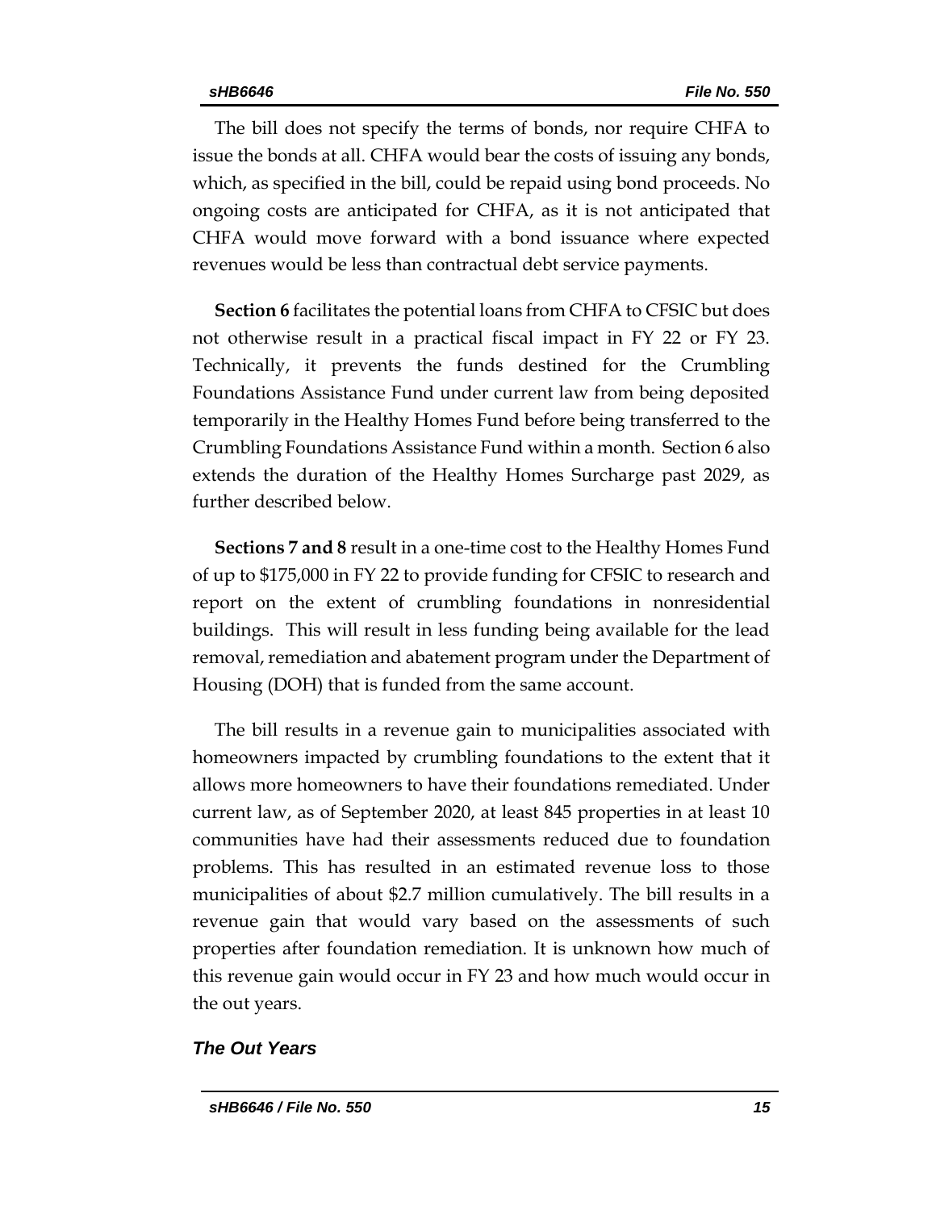The bill does not specify the terms of bonds, nor require CHFA to issue the bonds at all. CHFA would bear the costs of issuing any bonds, which, as specified in the bill, could be repaid using bond proceeds. No ongoing costs are anticipated for CHFA, as it is not anticipated that CHFA would move forward with a bond issuance where expected revenues would be less than contractual debt service payments.

**Section 6** facilitates the potential loans from CHFA to CFSIC but does not otherwise result in a practical fiscal impact in FY 22 or FY 23. Technically, it prevents the funds destined for the Crumbling Foundations Assistance Fund under current law from being deposited temporarily in the Healthy Homes Fund before being transferred to the Crumbling Foundations Assistance Fund within a month. Section 6 also extends the duration of the Healthy Homes Surcharge past 2029, as further described below.

**Sections 7 and 8** result in a one-time cost to the Healthy Homes Fund of up to $175,000 in FY 22 to provide funding for CFSIC to research and report on the extent of crumbling foundations in nonresidential buildings. This will result in less funding being available for the lead removal, remediation and abatement program under the Department of Housing (DOH) that is funded from the same account.

The bill results in a revenue gain to municipalities associated with homeowners impacted by crumbling foundations to the extent that it allows more homeowners to have their foundations remediated. Under current law, as of September 2020, at least 845 properties in at least 10 communities have had their assessments reduced due to foundation problems. This has resulted in an estimated revenue loss to those municipalities of about $2.7 million cumulatively. The bill results in a revenue gain that would vary based on the assessments of such properties after foundation remediation. It is unknown how much of this revenue gain would occur in FY 23 and how much would occur in the out years.

***The Out Years***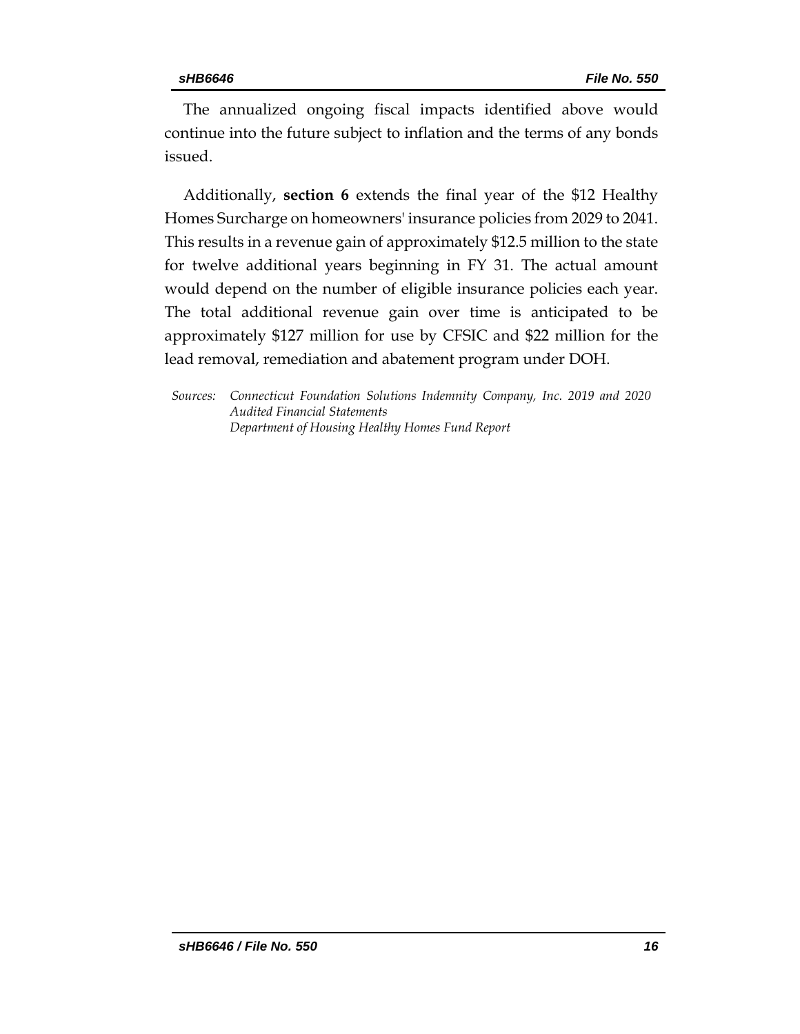The annualized ongoing fiscal impacts identified above would continue into the future subject to inflation and the terms of any bonds issued.

Additionally, **section 6** extends the final year of the $12 Healthy Homes Surcharge on homeowners' insurance policies from 2029 to 2041. This results in a revenue gain of approximately $12.5 million to the state for twelve additional years beginning in FY 31. The actual amount would depend on the number of eligible insurance policies each year. The total additional revenue gain over time is anticipated to be approximately $127 million for use by CFSIC and $22 million for the lead removal, remediation and abatement program under DOH.

*Sources: Connecticut Foundation Solutions Indemnity Company, Inc. 2019 and 2020 Audited Financial Statements*
*Department of Housing Healthy Homes Fund Report*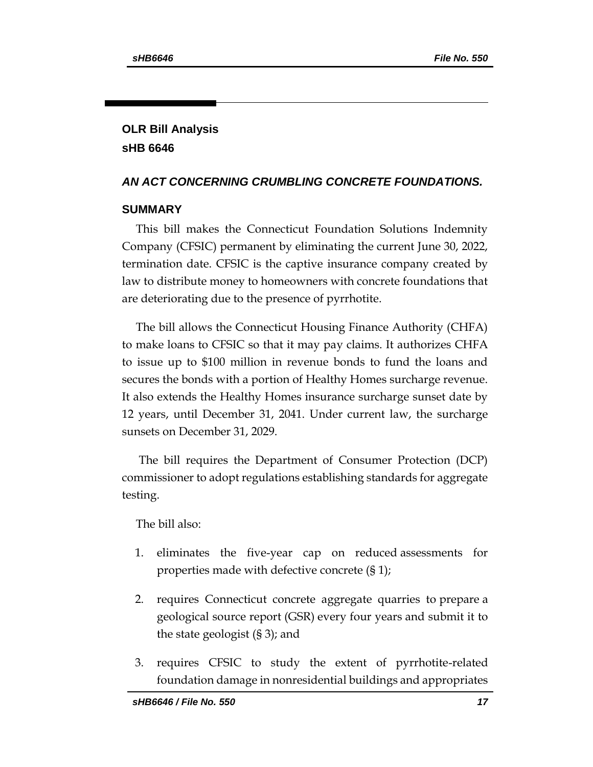## OLR Bill Analysis
## sHB 6646

### *AN ACT CONCERNING CRUMBLING CONCRETE FOUNDATIONS.*

### SUMMARY

This bill makes the Connecticut Foundation Solutions Indemnity Company (CFSIC) permanent by eliminating the current June 30, 2022, termination date. CFSIC is the captive insurance company created by law to distribute money to homeowners with concrete foundations that are deteriorating due to the presence of pyrrhotite.

The bill allows the Connecticut Housing Finance Authority (CHFA) to make loans to CFSIC so that it may pay claims. It authorizes CHFA to issue up to $100 million in revenue bonds to fund the loans and secures the bonds with a portion of Healthy Homes surcharge revenue. It also extends the Healthy Homes insurance surcharge sunset date by 12 years, until December 31, 2041. Under current law, the surcharge sunsets on December 31, 2029.

The bill requires the Department of Consumer Protection (DCP) commissioner to adopt regulations establishing standards for aggregate testing.

The bill also:

1. eliminates the five-year cap on reduced assessments for properties made with defective concrete (§ 1);
2. requires Connecticut concrete aggregate quarries to prepare a geological source report (GSR) every four years and submit it to the state geologist (§ 3); and
3. requires CFSIC to study the extent of pyrrhotite-related foundation damage in nonresidential buildings and appropriates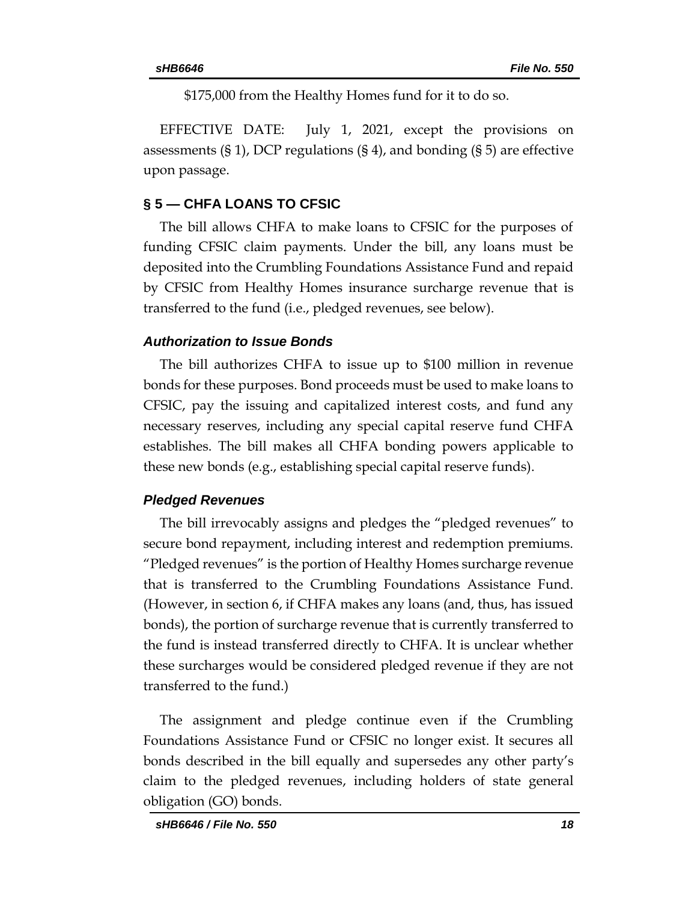$175,000 from the Healthy Homes fund for it to do so.

EFFECTIVE DATE: July 1, 2021, except the provisions on assessments (§ 1), DCP regulations (§ 4), and bonding (§ 5) are effective upon passage.

## § 5 — CHFA LOANS TO CFSIC

The bill allows CHFA to make loans to CFSIC for the purposes of funding CFSIC claim payments. Under the bill, any loans must be deposited into the Crumbling Foundations Assistance Fund and repaid by CFSIC from Healthy Homes insurance surcharge revenue that is transferred to the fund (i.e., pledged revenues, see below).

### *Authorization to Issue Bonds*

The bill authorizes CHFA to issue up to $100 million in revenue bonds for these purposes. Bond proceeds must be used to make loans to CFSIC, pay the issuing and capitalized interest costs, and fund any necessary reserves, including any special capital reserve fund CHFA establishes. The bill makes all CHFA bonding powers applicable to these new bonds (e.g., establishing special capital reserve funds).

### *Pledged Revenues*

The bill irrevocably assigns and pledges the "pledged revenues" to secure bond repayment, including interest and redemption premiums. "Pledged revenues" is the portion of Healthy Homes surcharge revenue that is transferred to the Crumbling Foundations Assistance Fund. (However, in section 6, if CHFA makes any loans (and, thus, has issued bonds), the portion of surcharge revenue that is currently transferred to the fund is instead transferred directly to CHFA. It is unclear whether these surcharges would be considered pledged revenue if they are not transferred to the fund.)

The assignment and pledge continue even if the Crumbling Foundations Assistance Fund or CFSIC no longer exist. It secures all bonds described in the bill equally and supersedes any other party's claim to the pledged revenues, including holders of state general obligation (GO) bonds.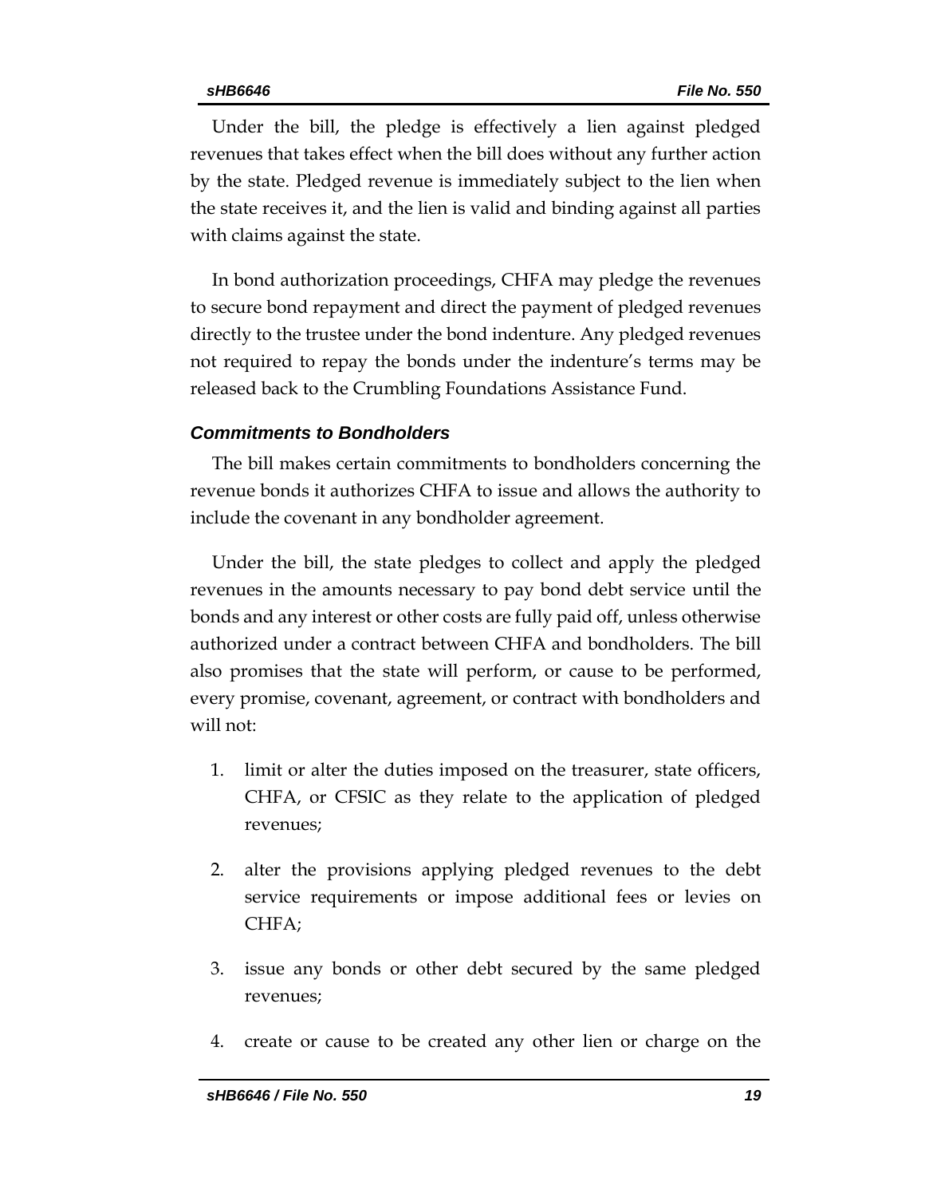Under the bill, the pledge is effectively a lien against pledged revenues that takes effect when the bill does without any further action by the state. Pledged revenue is immediately subject to the lien when the state receives it, and the lien is valid and binding against all parties with claims against the state.

In bond authorization proceedings, CHFA may pledge the revenues to secure bond repayment and direct the payment of pledged revenues directly to the trustee under the bond indenture. Any pledged revenues not required to repay the bonds under the indenture's terms may be released back to the Crumbling Foundations Assistance Fund.

### *Commitments to Bondholders*

The bill makes certain commitments to bondholders concerning the revenue bonds it authorizes CHFA to issue and allows the authority to include the covenant in any bondholder agreement.

Under the bill, the state pledges to collect and apply the pledged revenues in the amounts necessary to pay bond debt service until the bonds and any interest or other costs are fully paid off, unless otherwise authorized under a contract between CHFA and bondholders. The bill also promises that the state will perform, or cause to be performed, every promise, covenant, agreement, or contract with bondholders and will not:

1. limit or alter the duties imposed on the treasurer, state officers, CHFA, or CFSIC as they relate to the application of pledged revenues;
2. alter the provisions applying pledged revenues to the debt service requirements or impose additional fees or levies on CHFA;
3. issue any bonds or other debt secured by the same pledged revenues;
4. create or cause to be created any other lien or charge on the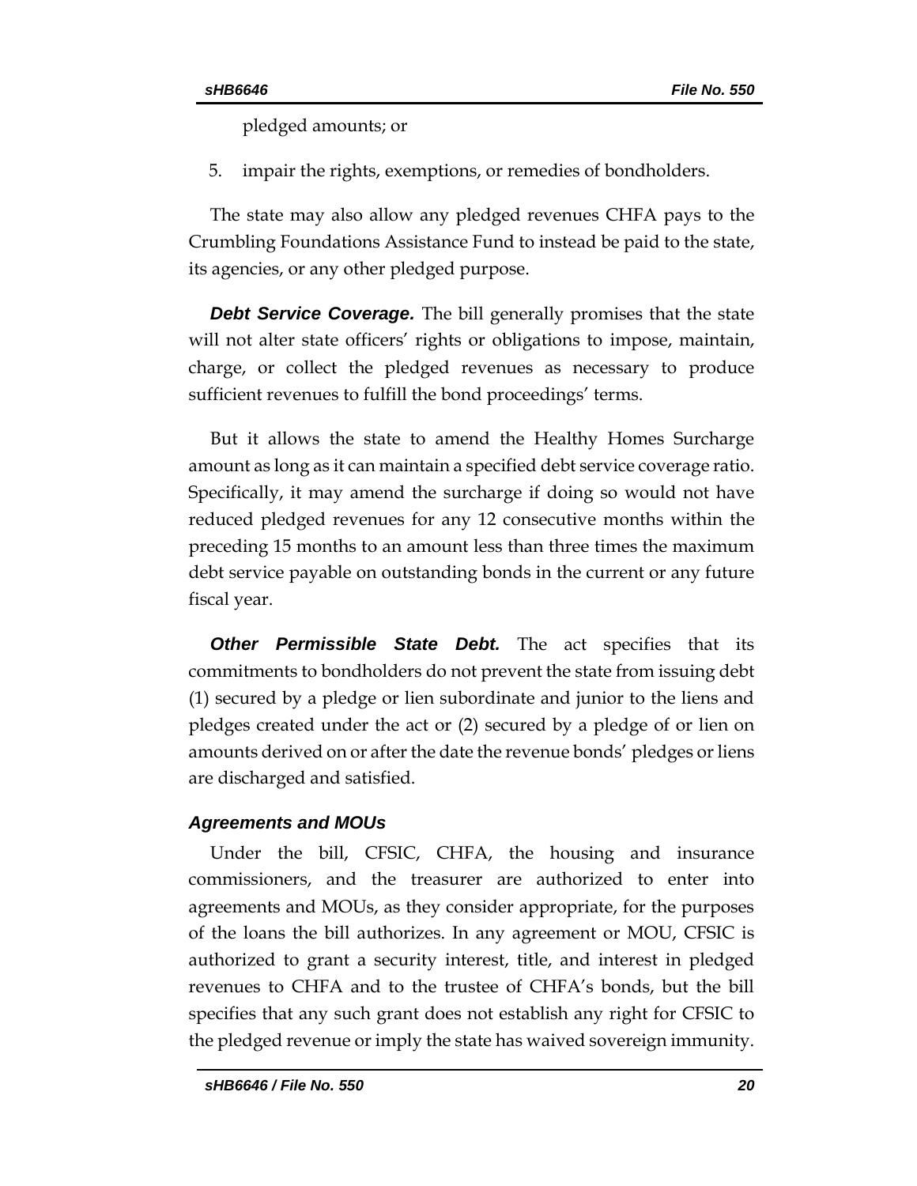pledged amounts; or

5. impair the rights, exemptions, or remedies of bondholders.

The state may also allow any pledged revenues CHFA pays to the Crumbling Foundations Assistance Fund to instead be paid to the state, its agencies, or any other pledged purpose.

***Debt Service Coverage.*** The bill generally promises that the state will not alter state officers' rights or obligations to impose, maintain, charge, or collect the pledged revenues as necessary to produce sufficient revenues to fulfill the bond proceedings' terms.

But it allows the state to amend the Healthy Homes Surcharge amount as long as it can maintain a specified debt service coverage ratio. Specifically, it may amend the surcharge if doing so would not have reduced pledged revenues for any 12 consecutive months within the preceding 15 months to an amount less than three times the maximum debt service payable on outstanding bonds in the current or any future fiscal year.

***Other Permissible State Debt.*** The act specifies that its commitments to bondholders do not prevent the state from issuing debt (1) secured by a pledge or lien subordinate and junior to the liens and pledges created under the act or (2) secured by a pledge of or lien on amounts derived on or after the date the revenue bonds' pledges or liens are discharged and satisfied.

### *Agreements and MOUs*

Under the bill, CFSIC, CHFA, the housing and insurance commissioners, and the treasurer are authorized to enter into agreements and MOUs, as they consider appropriate, for the purposes of the loans the bill authorizes. In any agreement or MOU, CFSIC is authorized to grant a security interest, title, and interest in pledged revenues to CHFA and to the trustee of CHFA's bonds, but the bill specifies that any such grant does not establish any right for CFSIC to the pledged revenue or imply the state has waived sovereign immunity.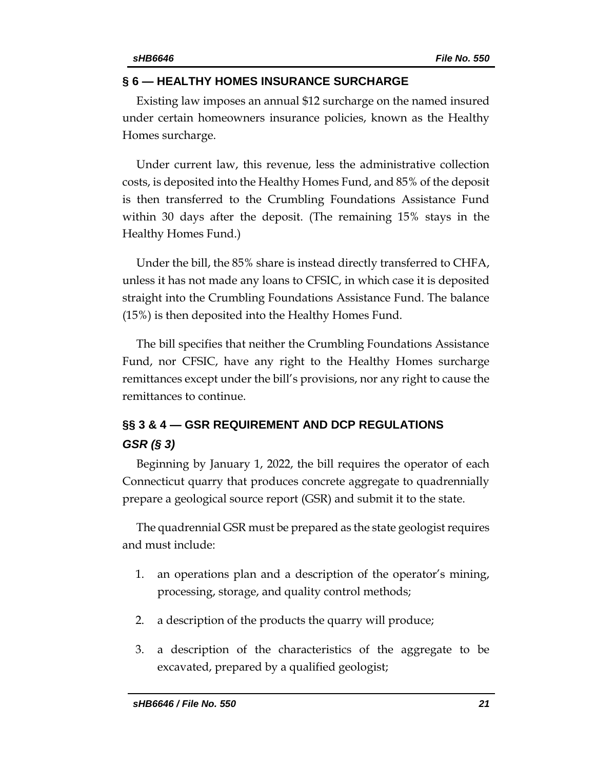## § 6 — HEALTHY HOMES INSURANCE SURCHARGE

Existing law imposes an annual $12 surcharge on the named insured under certain homeowners insurance policies, known as the Healthy Homes surcharge.

Under current law, this revenue, less the administrative collection costs, is deposited into the Healthy Homes Fund, and 85% of the deposit is then transferred to the Crumbling Foundations Assistance Fund within 30 days after the deposit. (The remaining 15% stays in the Healthy Homes Fund.)

Under the bill, the 85% share is instead directly transferred to CHFA, unless it has not made any loans to CFSIC, in which case it is deposited straight into the Crumbling Foundations Assistance Fund. The balance (15%) is then deposited into the Healthy Homes Fund.

The bill specifies that neither the Crumbling Foundations Assistance Fund, nor CFSIC, have any right to the Healthy Homes surcharge remittances except under the bill's provisions, nor any right to cause the remittances to continue.

## §§ 3 & 4 — GSR REQUIREMENT AND DCP REGULATIONS

### *GSR (§ 3)*

Beginning by January 1, 2022, the bill requires the operator of each Connecticut quarry that produces concrete aggregate to quadrennially prepare a geological source report (GSR) and submit it to the state.

The quadrennial GSR must be prepared as the state geologist requires and must include:

1. an operations plan and a description of the operator's mining, processing, storage, and quality control methods;
2. a description of the products the quarry will produce;
3. a description of the characteristics of the aggregate to be excavated, prepared by a qualified geologist;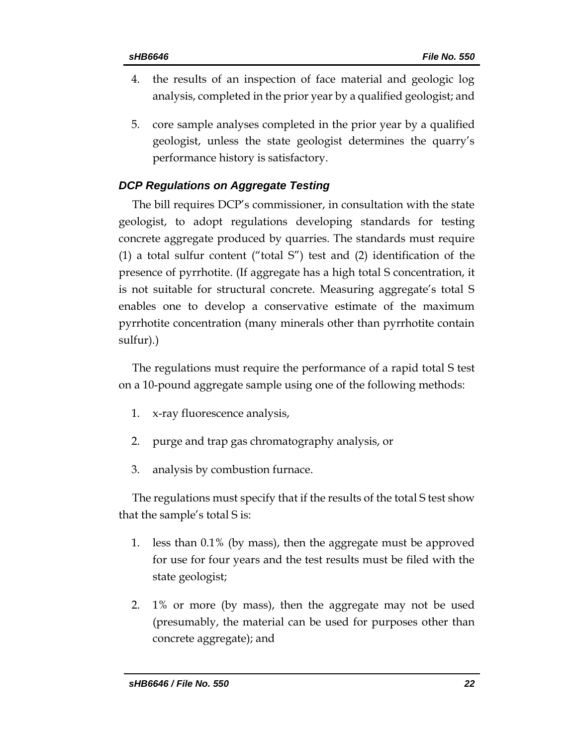4. the results of an inspection of face material and geologic log analysis, completed in the prior year by a qualified geologist; and

5. core sample analyses completed in the prior year by a qualified geologist, unless the state geologist determines the quarry's performance history is satisfactory.

### *DCP Regulations on Aggregate Testing*

The bill requires DCP's commissioner, in consultation with the state geologist, to adopt regulations developing standards for testing concrete aggregate produced by quarries. The standards must require (1) a total sulfur content ("total S") test and (2) identification of the presence of pyrrhotite. (If aggregate has a high total S concentration, it is not suitable for structural concrete. Measuring aggregate's total S enables one to develop a conservative estimate of the maximum pyrrhotite concentration (many minerals other than pyrrhotite contain sulfur).)

The regulations must require the performance of a rapid total S test on a 10-pound aggregate sample using one of the following methods:

1. x-ray fluorescence analysis,

2. purge and trap gas chromatography analysis, or

3. analysis by combustion furnace.

The regulations must specify that if the results of the total S test show that the sample's total S is:

1. less than 0.1% (by mass), then the aggregate must be approved for use for four years and the test results must be filed with the state geologist;

2. 1% or more (by mass), then the aggregate may not be used (presumably, the material can be used for purposes other than concrete aggregate); and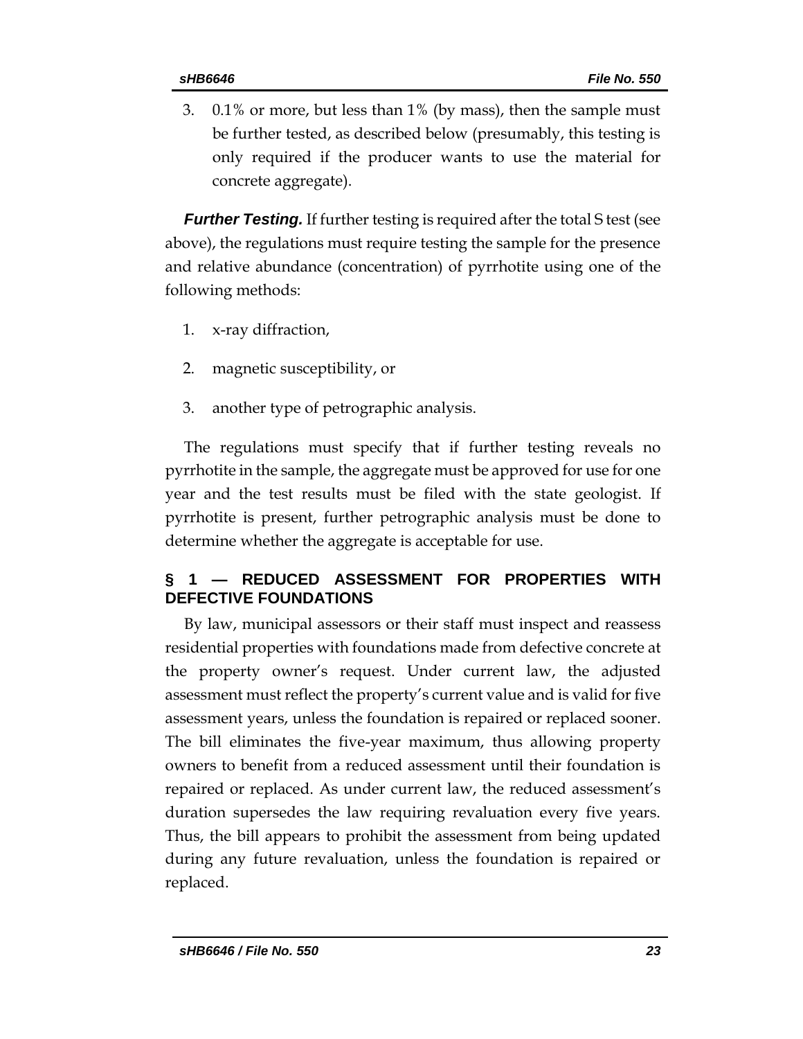3. 0.1% or more, but less than 1% (by mass), then the sample must be further tested, as described below (presumably, this testing is only required if the producer wants to use the material for concrete aggregate).

***Further Testing.*** If further testing is required after the total S test (see above), the regulations must require testing the sample for the presence and relative abundance (concentration) of pyrrhotite using one of the following methods:

1. x-ray diffraction,
2. magnetic susceptibility, or
3. another type of petrographic analysis.

The regulations must specify that if further testing reveals no pyrrhotite in the sample, the aggregate must be approved for use for one year and the test results must be filed with the state geologist. If pyrrhotite is present, further petrographic analysis must be done to determine whether the aggregate is acceptable for use.

## § 1 — REDUCED ASSESSMENT FOR PROPERTIES WITH DEFECTIVE FOUNDATIONS

By law, municipal assessors or their staff must inspect and reassess residential properties with foundations made from defective concrete at the property owner's request. Under current law, the adjusted assessment must reflect the property's current value and is valid for five assessment years, unless the foundation is repaired or replaced sooner. The bill eliminates the five-year maximum, thus allowing property owners to benefit from a reduced assessment until their foundation is repaired or replaced. As under current law, the reduced assessment's duration supersedes the law requiring revaluation every five years. Thus, the bill appears to prohibit the assessment from being updated during any future revaluation, unless the foundation is repaired or replaced.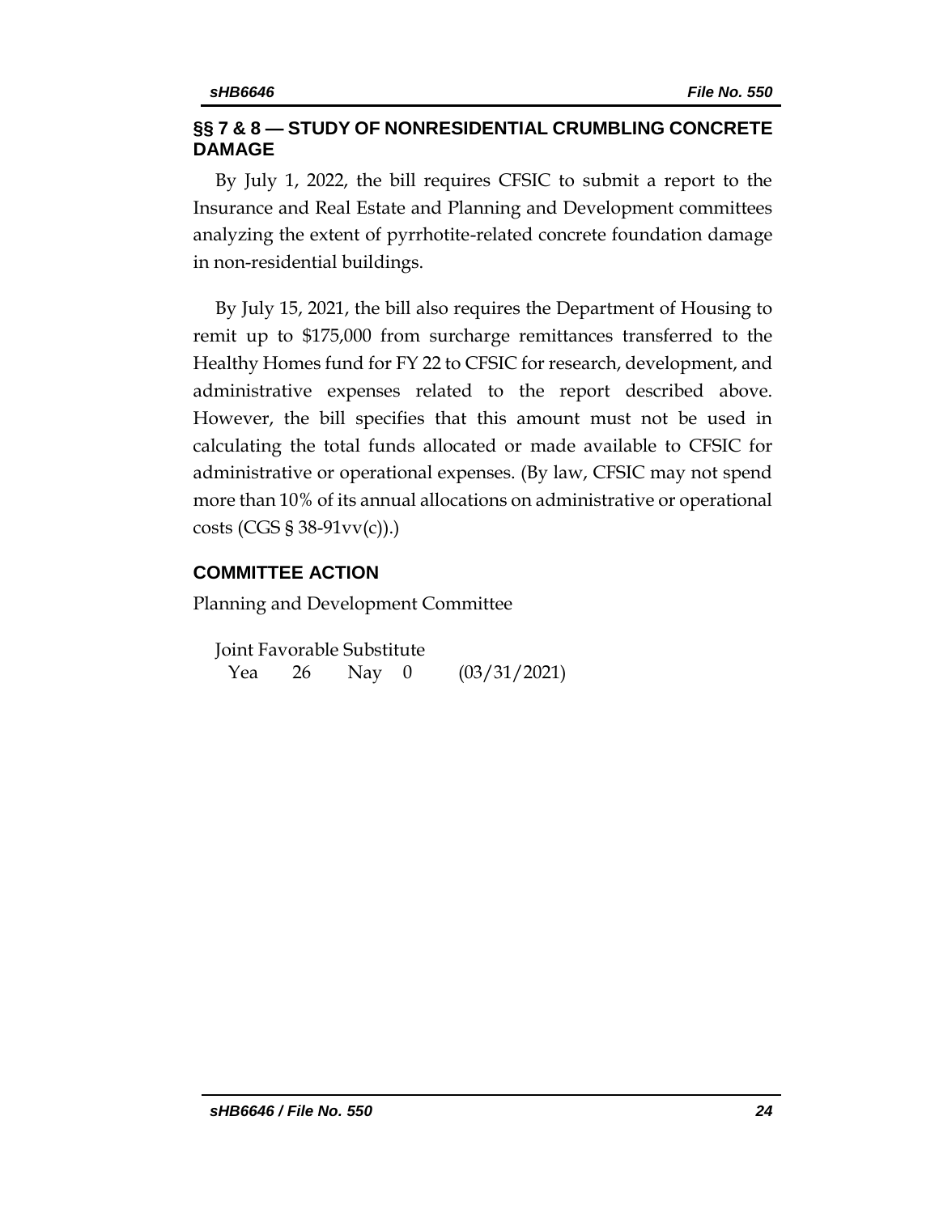## §§ 7 & 8 — STUDY OF NONRESIDENTIAL CRUMBLING CONCRETE DAMAGE

By July 1, 2022, the bill requires CFSIC to submit a report to the Insurance and Real Estate and Planning and Development committees analyzing the extent of pyrrhotite-related concrete foundation damage in non-residential buildings.

By July 15, 2021, the bill also requires the Department of Housing to remit up to $175,000 from surcharge remittances transferred to the Healthy Homes fund for FY 22 to CFSIC for research, development, and administrative expenses related to the report described above. However, the bill specifies that this amount must not be used in calculating the total funds allocated or made available to CFSIC for administrative or operational expenses. (By law, CFSIC may not spend more than 10% of its annual allocations on administrative or operational costs (CGS § 38-91vv(c)).)

## COMMITTEE ACTION

Planning and Development Committee

Joint Favorable Substitute
Yea 26 Nay 0 (03/31/2021)